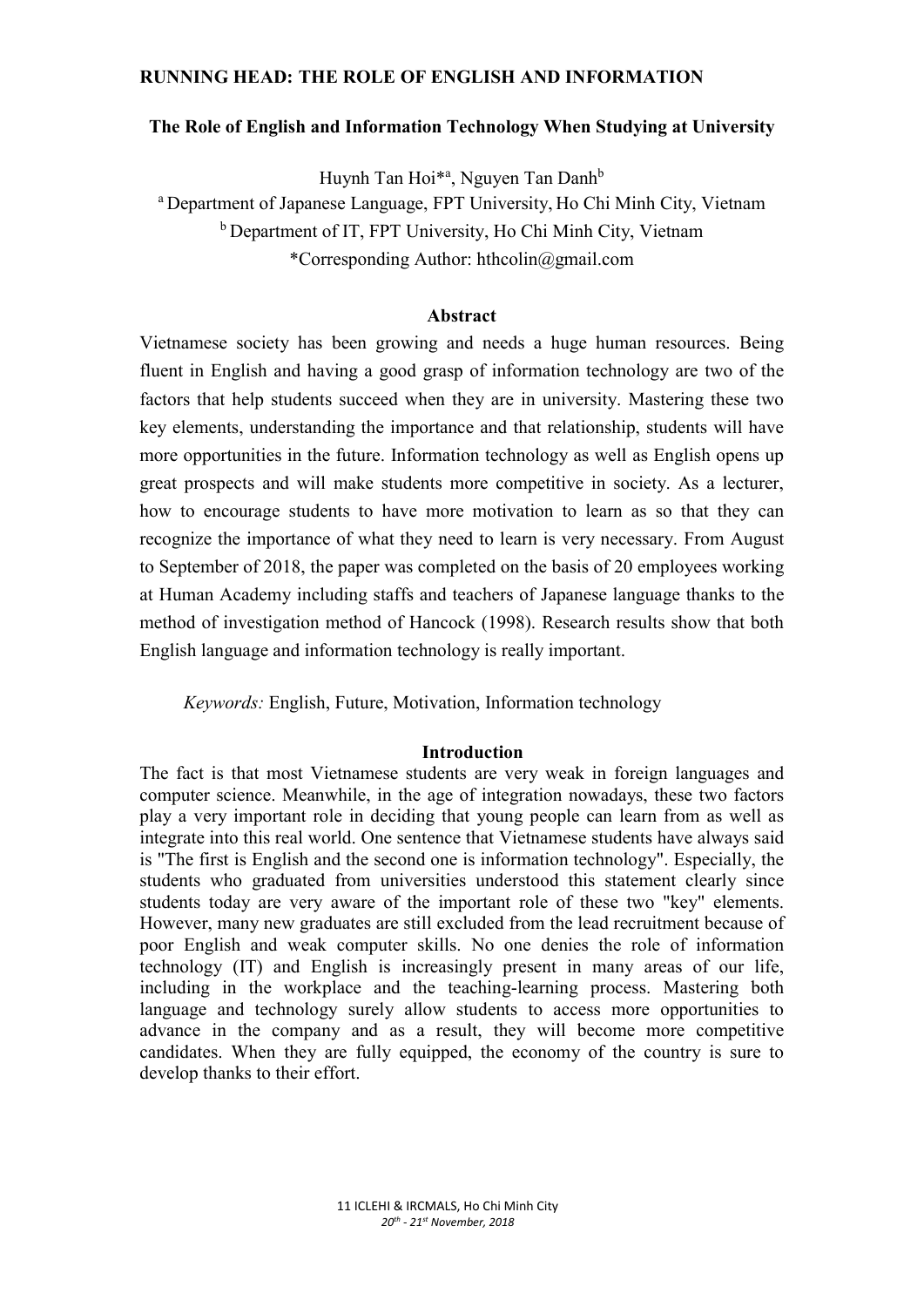# The Role of English and Information Technology When Studying at University

Huynh Tan Hoi*[a], Nguyen Tan Danh[b]

[a] Department of Japanese Language, FPT University, Ho Chi Minh City, Vietnam

[b] Department of IT, FPT University, Ho Chi Minh City, Vietnam

*Corresponding Author: hthcolin@gmail.com

## Abstract

Vietnamese society has been growing and needs a huge human resources. Being fluent in English and having a good grasp of information technology are two of the factors that help students succeed when they are in university. Mastering these two key elements, understanding the importance and that relationship, students will have more opportunities in the future. Information technology as well as English opens up great prospects and will make students more competitive in society. As a lecturer, how to encourage students to have more motivation to learn as so that they can recognize the importance of what they need to learn is very necessary. From August to September of 2018, the paper was completed on the basis of 20 employees working at Human Academy including staffs and teachers of Japanese language thanks to the method of investigation method of Hancock (1998). Research results show that both English language and information technology is really important.

*Keywords:* English, Future, Motivation, Information technology

## Introduction

The fact is that most Vietnamese students are very weak in foreign languages and computer science. Meanwhile, in the age of integration nowadays, these two factors play a very important role in deciding that young people can learn from as well as integrate into this real world. One sentence that Vietnamese students have always said is "The first is English and the second one is information technology". Especially, the students who graduated from universities understood this statement clearly since students today are very aware of the important role of these two "key" elements. However, many new graduates are still excluded from the lead recruitment because of poor English and weak computer skills. No one denies the role of information technology (IT) and English is increasingly present in many areas of our life, including in the workplace and the teaching-learning process. Mastering both language and technology surely allow students to access more opportunities to advance in the company and as a result, they will become more competitive candidates. When they are fully equipped, the economy of the country is sure to develop thanks to their effort.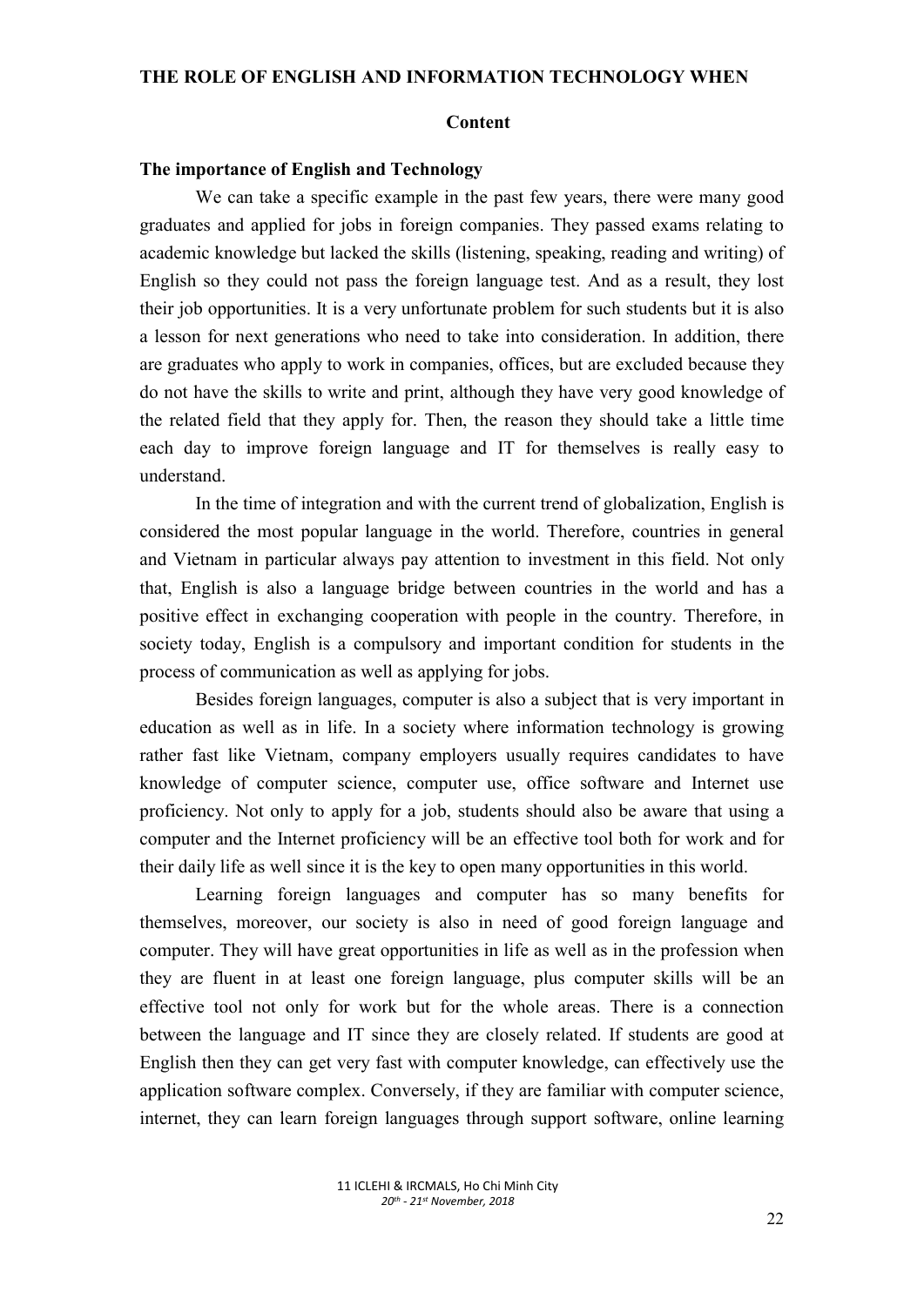**THE ROLE OF ENGLISH AND INFORMATION TECHNOLOGY WHEN**

**Content**

**The importance of English and Technology**

We can take a specific example in the past few years, there were many good graduates and applied for jobs in foreign companies. They passed exams relating to academic knowledge but lacked the skills (listening, speaking, reading and writing) of English so they could not pass the foreign language test. And as a result, they lost their job opportunities. It is a very unfortunate problem for such students but it is also a lesson for next generations who need to take into consideration. In addition, there are graduates who apply to work in companies, offices, but are excluded because they do not have the skills to write and print, although they have very good knowledge of the related field that they apply for. Then, the reason they should take a little time each day to improve foreign language and IT for themselves is really easy to understand.

In the time of integration and with the current trend of globalization, English is considered the most popular language in the world. Therefore, countries in general and Vietnam in particular always pay attention to investment in this field. Not only that, English is also a language bridge between countries in the world and has a positive effect in exchanging cooperation with people in the country. Therefore, in society today, English is a compulsory and important condition for students in the process of communication as well as applying for jobs.

Besides foreign languages, computer is also a subject that is very important in education as well as in life. In a society where information technology is growing rather fast like Vietnam, company employers usually requires candidates to have knowledge of computer science, computer use, office software and Internet use proficiency. Not only to apply for a job, students should also be aware that using a computer and the Internet proficiency will be an effective tool both for work and for their daily life as well since it is the key to open many opportunities in this world.

Learning foreign languages and computer has so many benefits for themselves, moreover, our society is also in need of good foreign language and computer. They will have great opportunities in life as well as in the profession when they are fluent in at least one foreign language, plus computer skills will be an effective tool not only for work but for the whole areas. There is a connection between the language and IT since they are closely related. If students are good at English then they can get very fast with computer knowledge, can effectively use the application software complex. Conversely, if they are familiar with computer science, internet, they can learn foreign languages through support software, online learning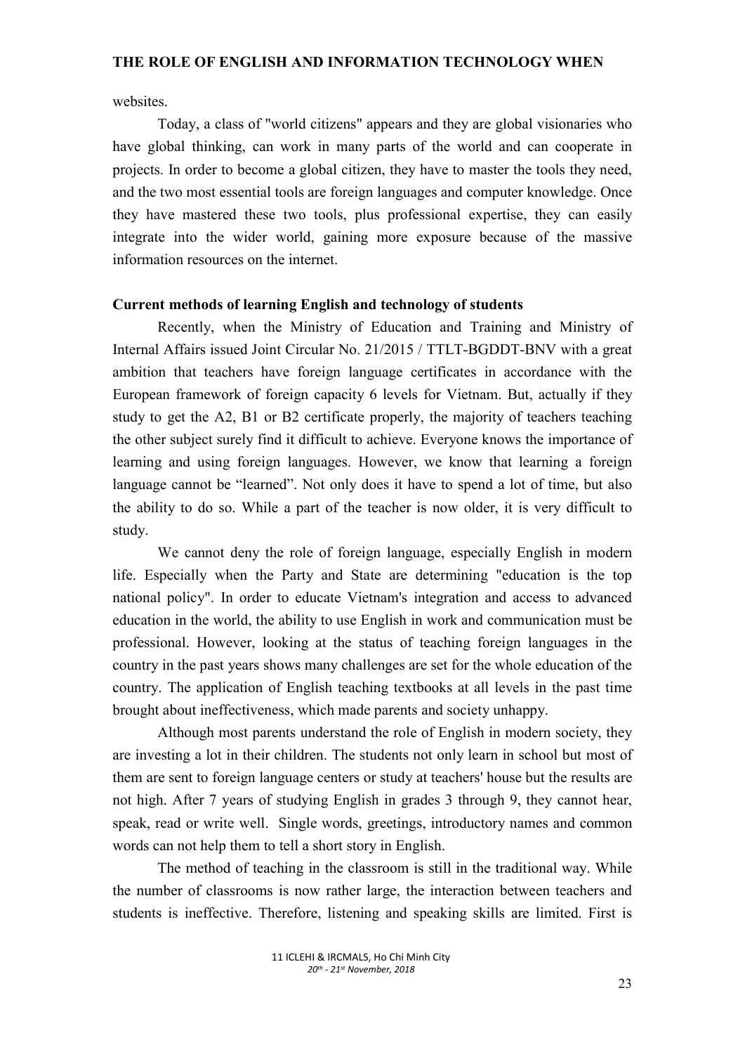websites.

Today, a class of "world citizens" appears and they are global visionaries who have global thinking, can work in many parts of the world and can cooperate in projects. In order to become a global citizen, they have to master the tools they need, and the two most essential tools are foreign languages and computer knowledge. Once they have mastered these two tools, plus professional expertise, they can easily integrate into the wider world, gaining more exposure because of the massive information resources on the internet.

**Current methods of learning English and technology of students**

Recently, when the Ministry of Education and Training and Ministry of Internal Affairs issued Joint Circular No. 21/2015 / TTLT-BGDDT-BNV with a great ambition that teachers have foreign language certificates in accordance with the European framework of foreign capacity 6 levels for Vietnam. But, actually if they study to get the A2, B1 or B2 certificate properly, the majority of teachers teaching the other subject surely find it difficult to achieve. Everyone knows the importance of learning and using foreign languages. However, we know that learning a foreign language cannot be "learned". Not only does it have to spend a lot of time, but also the ability to do so. While a part of the teacher is now older, it is very difficult to study.

We cannot deny the role of foreign language, especially English in modern life. Especially when the Party and State are determining "education is the top national policy". In order to educate Vietnam's integration and access to advanced education in the world, the ability to use English in work and communication must be professional. However, looking at the status of teaching foreign languages in the country in the past years shows many challenges are set for the whole education of the country. The application of English teaching textbooks at all levels in the past time brought about ineffectiveness, which made parents and society unhappy.

Although most parents understand the role of English in modern society, they are investing a lot in their children. The students not only learn in school but most of them are sent to foreign language centers or study at teachers' house but the results are not high. After 7 years of studying English in grades 3 through 9, they cannot hear, speak, read or write well. Single words, greetings, introductory names and common words can not help them to tell a short story in English.

The method of teaching in the classroom is still in the traditional way. While the number of classrooms is now rather large, the interaction between teachers and students is ineffective. Therefore, listening and speaking skills are limited. First is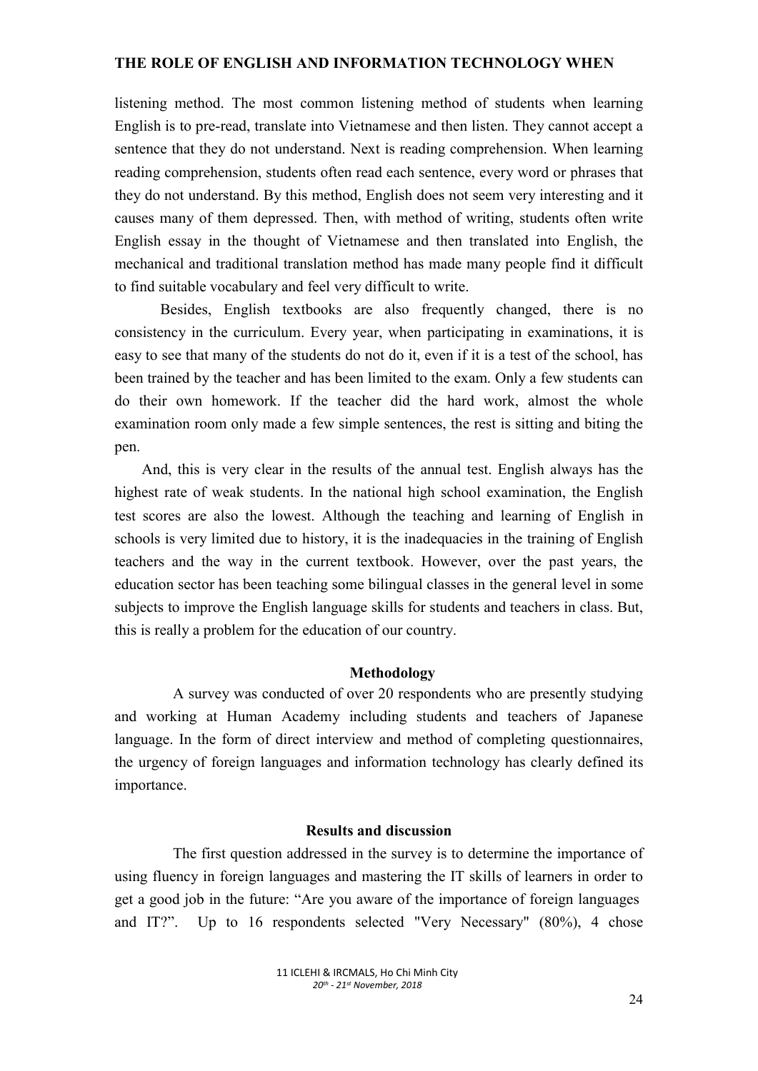listening method. The most common listening method of students when learning English is to pre-read, translate into Vietnamese and then listen. They cannot accept a sentence that they do not understand. Next is reading comprehension. When learning reading comprehension, students often read each sentence, every word or phrases that they do not understand. By this method, English does not seem very interesting and it causes many of them depressed. Then, with method of writing, students often write English essay in the thought of Vietnamese and then translated into English, the mechanical and traditional translation method has made many people find it difficult to find suitable vocabulary and feel very difficult to write.

Besides, English textbooks are also frequently changed, there is no consistency in the curriculum. Every year, when participating in examinations, it is easy to see that many of the students do not do it, even if it is a test of the school, has been trained by the teacher and has been limited to the exam. Only a few students can do their own homework. If the teacher did the hard work, almost the whole examination room only made a few simple sentences, the rest is sitting and biting the pen.

And, this is very clear in the results of the annual test. English always has the highest rate of weak students. In the national high school examination, the English test scores are also the lowest. Although the teaching and learning of English in schools is very limited due to history, it is the inadequacies in the training of English teachers and the way in the current textbook. However, over the past years, the education sector has been teaching some bilingual classes in the general level in some subjects to improve the English language skills for students and teachers in class. But, this is really a problem for the education of our country.

## Methodology

A survey was conducted of over 20 respondents who are presently studying and working at Human Academy including students and teachers of Japanese language. In the form of direct interview and method of completing questionnaires, the urgency of foreign languages and information technology has clearly defined its importance.

## Results and discussion

The first question addressed in the survey is to determine the importance of using fluency in foreign languages and mastering the IT skills of learners in order to get a good job in the future: “Are you aware of the importance of foreign languages and IT?”. Up to 16 respondents selected "Very Necessary" (80%), 4 chose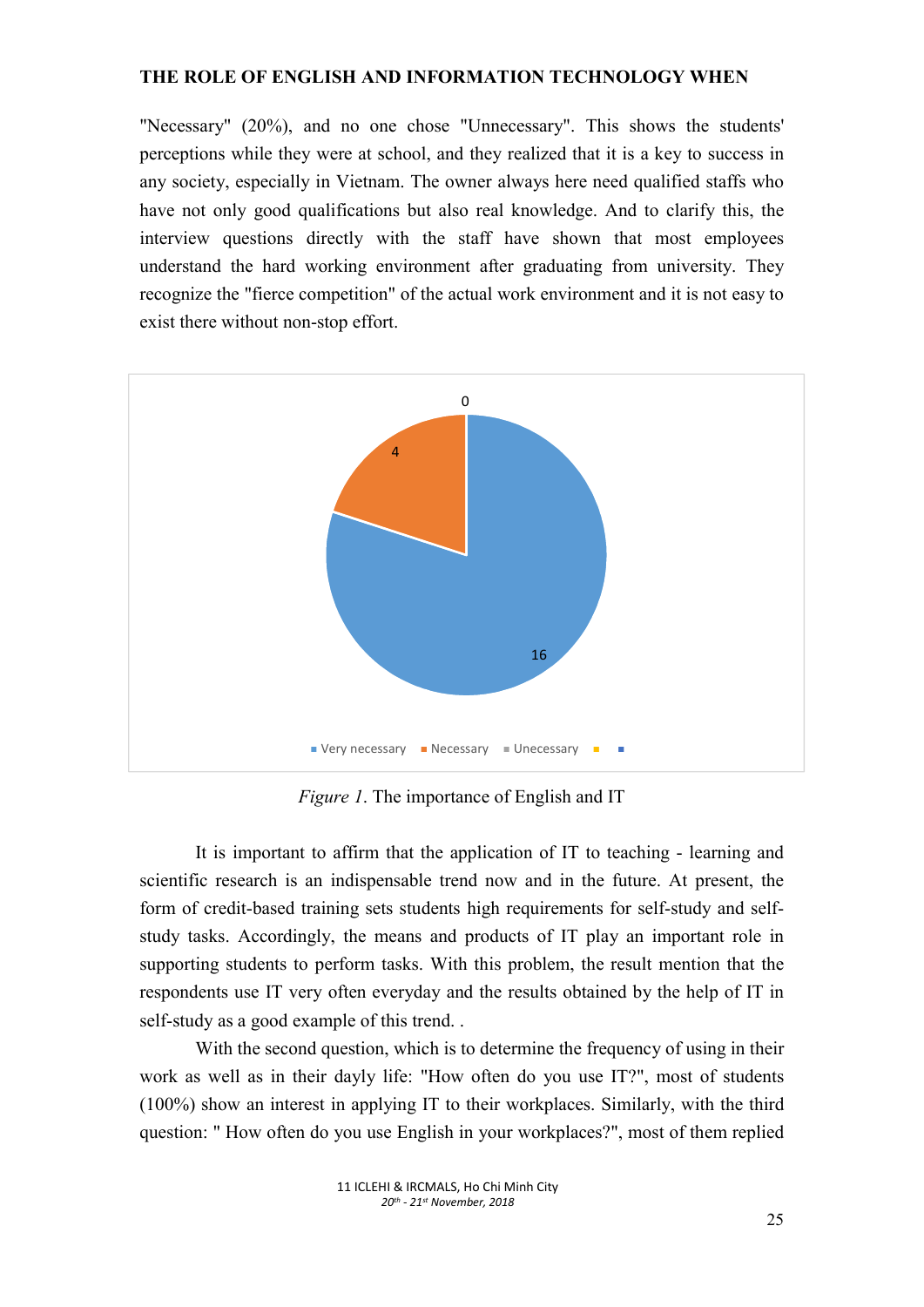"Necessary" (20%), and no one chose "Unnecessary". This shows the students' perceptions while they were at school, and they realized that it is a key to success in any society, especially in Vietnam. The owner always here need qualified staffs who have not only good qualifications but also real knowledge. And to clarify this, the interview questions directly with the staff have shown that most employees understand the hard working environment after graduating from university. They recognize the "fierce competition" of the actual work environment and it is not easy to exist there without non-stop effort.

*Figure 1*. The importance of English and IT

It is important to affirm that the application of IT to teaching - learning and scientific research is an indispensable trend now and in the future. At present, the form of credit-based training sets students high requirements for self-study and self-study tasks. Accordingly, the means and products of IT play an important role in supporting students to perform tasks. With this problem, the result mention that the respondents use IT very often everyday and the results obtained by the help of IT in self-study as a good example of this trend. .

With the second question, which is to determine the frequency of using in their work as well as in their dayly life: "How often do you use IT?", most of students (100%) show an interest in applying IT to their workplaces. Similarly, with the third question: " How often do you use English in your workplaces?", most of them replied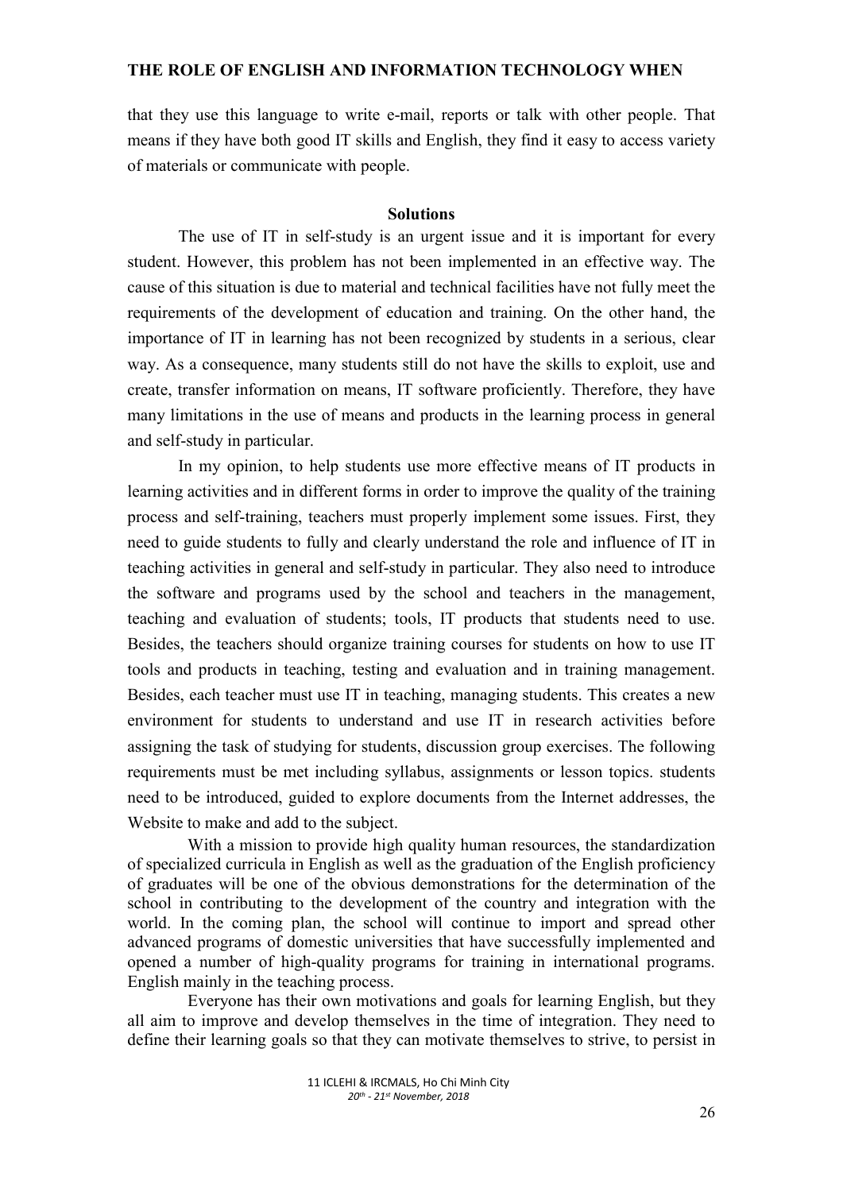that they use this language to write e-mail, reports or talk with other people. That means if they have both good IT skills and English, they find it easy to access variety of materials or communicate with people.

## Solutions

The use of IT in self-study is an urgent issue and it is important for every student. However, this problem has not been implemented in an effective way. The cause of this situation is due to material and technical facilities have not fully meet the requirements of the development of education and training. On the other hand, the importance of IT in learning has not been recognized by students in a serious, clear way. As a consequence, many students still do not have the skills to exploit, use and create, transfer information on means, IT software proficiently. Therefore, they have many limitations in the use of means and products in the learning process in general and self-study in particular.

In my opinion, to help students use more effective means of IT products in learning activities and in different forms in order to improve the quality of the training process and self-training, teachers must properly implement some issues. First, they need to guide students to fully and clearly understand the role and influence of IT in teaching activities in general and self-study in particular. They also need to introduce the software and programs used by the school and teachers in the management, teaching and evaluation of students; tools, IT products that students need to use. Besides, the teachers should organize training courses for students on how to use IT tools and products in teaching, testing and evaluation and in training management. Besides, each teacher must use IT in teaching, managing students. This creates a new environment for students to understand and use IT in research activities before assigning the task of studying for students, discussion group exercises. The following requirements must be met including syllabus, assignments or lesson topics. students need to be introduced, guided to explore documents from the Internet addresses, the Website to make and add to the subject.

With a mission to provide high quality human resources, the standardization of specialized curricula in English as well as the graduation of the English proficiency of graduates will be one of the obvious demonstrations for the determination of the school in contributing to the development of the country and integration with the world. In the coming plan, the school will continue to import and spread other advanced programs of domestic universities that have successfully implemented and opened a number of high-quality programs for training in international programs. English mainly in the teaching process.

Everyone has their own motivations and goals for learning English, but they all aim to improve and develop themselves in the time of integration. They need to define their learning goals so that they can motivate themselves to strive, to persist in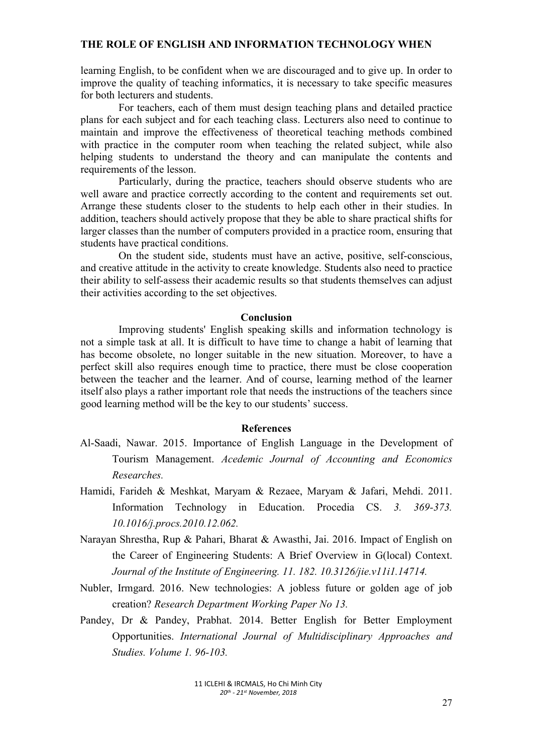learning English, to be confident when we are discouraged and to give up. In order to improve the quality of teaching informatics, it is necessary to take specific measures for both lecturers and students.

For teachers, each of them must design teaching plans and detailed practice plans for each subject and for each teaching class. Lecturers also need to continue to maintain and improve the effectiveness of theoretical teaching methods combined with practice in the computer room when teaching the related subject, while also helping students to understand the theory and can manipulate the contents and requirements of the lesson.

Particularly, during the practice, teachers should observe students who are well aware and practice correctly according to the content and requirements set out. Arrange these students closer to the students to help each other in their studies. In addition, teachers should actively propose that they be able to share practical shifts for larger classes than the number of computers provided in a practice room, ensuring that students have practical conditions.

On the student side, students must have an active, positive, self-conscious, and creative attitude in the activity to create knowledge. Students also need to practice their ability to self-assess their academic results so that students themselves can adjust their activities according to the set objectives.

## Conclusion

Improving students' English speaking skills and information technology is not a simple task at all. It is difficult to have time to change a habit of learning that has become obsolete, no longer suitable in the new situation. Moreover, to have a perfect skill also requires enough time to practice, there must be close cooperation between the teacher and the learner. And of course, learning method of the learner itself also plays a rather important role that needs the instructions of the teachers since good learning method will be the key to our students' success.

## References

Al-Saadi, Nawar. 2015. Importance of English Language in the Development of Tourism Management. *Acedemic Journal of Accounting and Economics Researches.*

Hamidi, Farideh & Meshkat, Maryam & Rezaee, Maryam & Jafari, Mehdi. 2011. Information Technology in Education. Procedia CS. *3. 369-373. 10.1016/j.procs.2010.12.062.*

Narayan Shrestha, Rup & Pahari, Bharat & Awasthi, Jai. 2016. Impact of English on the Career of Engineering Students: A Brief Overview in G(local) Context. *Journal of the Institute of Engineering. 11. 182. 10.3126/jie.v11i1.14714.*

Nubler, Irmgard. 2016. New technologies: A jobless future or golden age of job creation? *Research Department Working Paper No 13.*

Pandey, Dr & Pandey, Prabhat. 2014. Better English for Better Employment Opportunities. *International Journal of Multidisciplinary Approaches and Studies. Volume 1. 96-103.*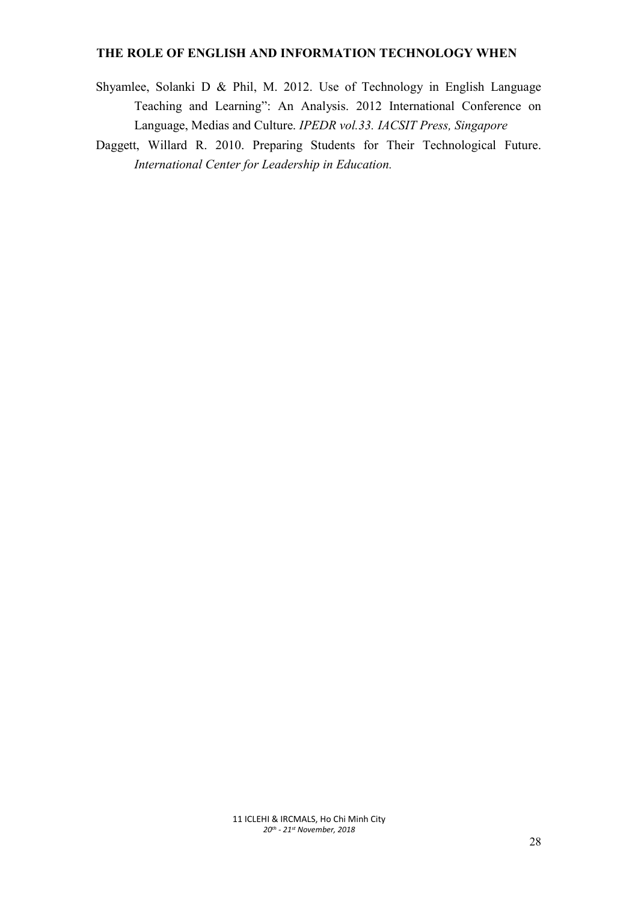Shyamlee, Solanki D & Phil, M. 2012. Use of Technology in English Language Teaching and Learning": An Analysis. 2012 International Conference on Language, Medias and Culture. *IPEDR vol.33. IACSIT Press, Singapore*

Daggett, Willard R. 2010. Preparing Students for Their Technological Future. *International Center for Leadership in Education.*